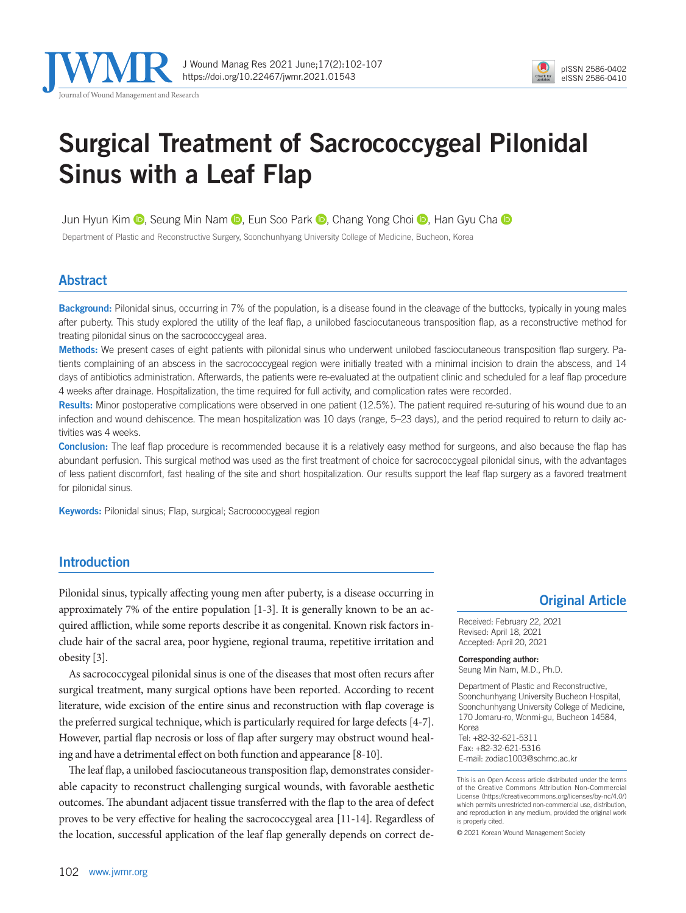# Surgical Treatment of Sacrococcygeal Pilonidal Sinus with a Leaf Flap

Jun Hyun Kim, Seung Min Nam, Eun Soo Park, Chang Yong Choi, Han Gyu Cha

Department of Plastic and Reconstructive Surgery, Soonchunhyang University College of Medicine, Bucheon, Korea

## Abstract

**Background:** Pilonidal sinus, occurring in 7% of the population, is a disease found in the cleavage of the buttocks, typically in young males after puberty. This study explored the utility of the leaf flap, a unilobed fasciocutaneous transposition flap, as a reconstructive method for treating pilonidal sinus on the sacrococcygeal area.

**Methods:** We present cases of eight patients with pilonidal sinus who underwent unilobed fasciocutaneous transposition flap surgery. Patients complaining of an abscess in the sacrococcygeal region were initially treated with a minimal incision to drain the abscess, and 14 days of antibiotics administration. Afterwards, the patients were re-evaluated at the outpatient clinic and scheduled for a leaf flap procedure 4 weeks after drainage. Hospitalization, the time required for full activity, and complication rates were recorded.

**Results:** Minor postoperative complications were observed in one patient (12.5%). The patient required re-suturing of his wound due to an infection and wound dehiscence. The mean hospitalization was 10 days (range, 5–23 days), and the period required to return to daily activities was 4 weeks.

**Conclusion:** The leaf flap procedure is recommended because it is a relatively easy method for surgeons, and also because the flap has abundant perfusion. This surgical method was used as the first treatment of choice for sacrococcygeal pilonidal sinus, with the advantages of less patient discomfort, fast healing of the site and short hospitalization. Our results support the leaf flap surgery as a favored treatment for pilonidal sinus.

**Keywords:** Pilonidal sinus; Flap, surgical; Sacrococcygeal region

## Introduction

Pilonidal sinus, typically affecting young men after puberty, is a disease occurring in approximately 7% of the entire population [1-3]. It is generally known to be an acquired affliction, while some reports describe it as congenital. Known risk factors include hair of the sacral area, poor hygiene, regional trauma, repetitive irritation and obesity [3].

As sacrococcygeal pilonidal sinus is one of the diseases that most often recurs after surgical treatment, many surgical options have been reported. According to recent literature, wide excision of the entire sinus and reconstruction with flap coverage is the preferred surgical technique, which is particularly required for large defects [4-7]. However, partial flap necrosis or loss of flap after surgery may obstruct wound healing and have a detrimental effect on both function and appearance [8-10].

The leaf flap, a unilobed fasciocutaneous transposition flap, demonstrates considerable capacity to reconstruct challenging surgical wounds, with favorable aesthetic outcomes. The abundant adjacent tissue transferred with the flap to the area of defect proves to be very effective for healing the sacrococcygeal area [11-14]. Regardless of the location, successful application of the leaf flap generally depends on correct de-

**Original Article**

Received: February 22, 2021
Revised: April 18, 2021
Accepted: April 20, 2021

**Corresponding author:**
Seung Min Nam, M.D., Ph.D.

Department of Plastic and Reconstructive, Soonchunhyang University Bucheon Hospital, Soonchunhyang University College of Medicine, 170 Jomaru-ro, Wonmi-gu, Bucheon 14584, Korea
Tel: +82-32-621-5311
Fax: +82-32-621-5316
E-mail: zodiac1003@schmc.ac.kr

This is an Open Access article distributed under the terms of the Creative Commons Attribution Non-Commercial License (https://creativecommons.org/licenses/by-nc/4.0/) which permits unrestricted non-commercial use, distribution, and reproduction in any medium, provided the original work is properly cited.

© 2021 Korean Wound Management Society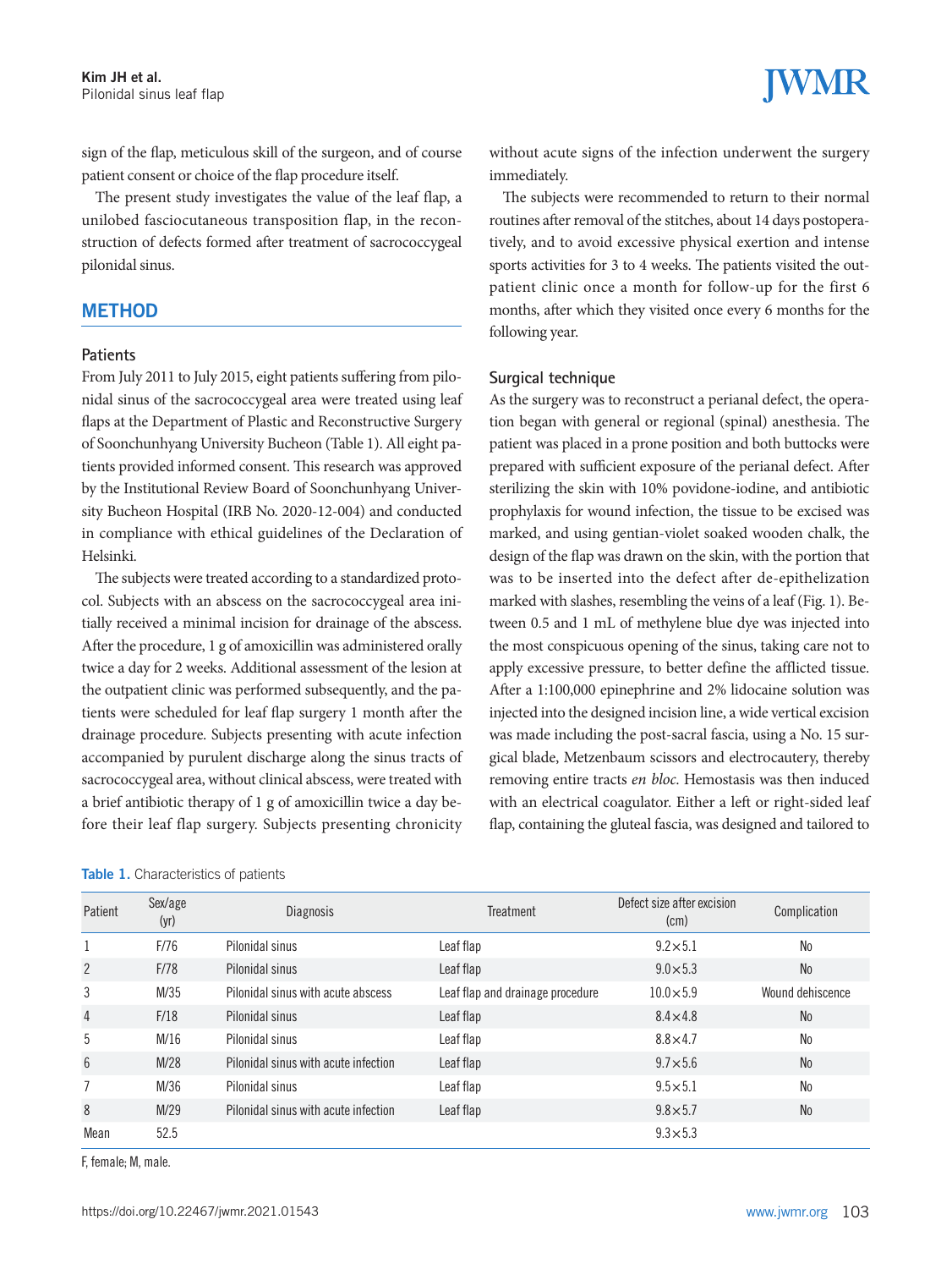sign of the flap, meticulous skill of the surgeon, and of course patient consent or choice of the flap procedure itself.

The present study investigates the value of the leaf flap, a unilobed fasciocutaneous transposition flap, in the reconstruction of defects formed after treatment of sacrococcygeal pilonidal sinus.

## METHOD

### Patients

From July 2011 to July 2015, eight patients suffering from pilonidal sinus of the sacrococcygeal area were treated using leaf flaps at the Department of Plastic and Reconstructive Surgery of Soonchunhyang University Bucheon (Table 1). All eight patients provided informed consent. This research was approved by the Institutional Review Board of Soonchunhyang University Bucheon Hospital (IRB No. 2020-12-004) and conducted in compliance with ethical guidelines of the Declaration of Helsinki.

The subjects were treated according to a standardized protocol. Subjects with an abscess on the sacrococcygeal area initially received a minimal incision for drainage of the abscess. After the procedure, 1 g of amoxicillin was administered orally twice a day for 2 weeks. Additional assessment of the lesion at the outpatient clinic was performed subsequently, and the patients were scheduled for leaf flap surgery 1 month after the drainage procedure. Subjects presenting with acute infection accompanied by purulent discharge along the sinus tracts of sacrococcygeal area, without clinical abscess, were treated with a brief antibiotic therapy of 1 g of amoxicillin twice a day before their leaf flap surgery. Subjects presenting chronicity without acute signs of the infection underwent the surgery immediately.

The subjects were recommended to return to their normal routines after removal of the stitches, about 14 days postoperatively, and to avoid excessive physical exertion and intense sports activities for 3 to 4 weeks. The patients visited the outpatient clinic once a month for follow-up for the first 6 months, after which they visited once every 6 months for the following year.

### Surgical technique

As the surgery was to reconstruct a perianal defect, the operation began with general or regional (spinal) anesthesia. The patient was placed in a prone position and both buttocks were prepared with sufficient exposure of the perianal defect. After sterilizing the skin with 10% povidone-iodine, and antibiotic prophylaxis for wound infection, the tissue to be excised was marked, and using gentian-violet soaked wooden chalk, the design of the flap was drawn on the skin, with the portion that was to be inserted into the defect after de-epithelization marked with slashes, resembling the veins of a leaf (Fig. 1). Between 0.5 and 1 mL of methylene blue dye was injected into the most conspicuous opening of the sinus, taking care not to apply excessive pressure, to better define the afflicted tissue. After a 1:100,000 epinephrine and 2% lidocaine solution was injected into the designed incision line, a wide vertical excision was made including the post-sacral fascia, using a No. 15 surgical blade, Metzenbaum scissors and electrocautery, thereby removing entire tracts *en bloc*. Hemostasis was then induced with an electrical coagulator. Either a left or right-sided leaf flap, containing the gluteal fascia, was designed and tailored to

**Table 1.** Characteristics of patients

| Patient | Sex/age (yr) | Diagnosis | Treatment | Defect size after excision (cm) | Complication |
|---|---|---|---|---|---|
| 1 | F/76 | Pilonidal sinus | Leaf flap | 9.2×5.1 | No |
| 2 | F/78 | Pilonidal sinus | Leaf flap | 9.0×5.3 | No |
| 3 | M/35 | Pilonidal sinus with acute abscess | Leaf flap and drainage procedure | 10.0×5.9 | Wound dehiscence |
| 4 | F/18 | Pilonidal sinus | Leaf flap | 8.4×4.8 | No |
| 5 | M/16 | Pilonidal sinus | Leaf flap | 8.8×4.7 | No |
| 6 | M/28 | Pilonidal sinus with acute infection | Leaf flap | 9.7×5.6 | No |
| 7 | M/36 | Pilonidal sinus | Leaf flap | 9.5×5.1 | No |
| 8 | M/29 | Pilonidal sinus with acute infection | Leaf flap | 9.8×5.7 | No |
| Mean | 52.5 | | | 9.3×5.3 | |

F, female; M, male.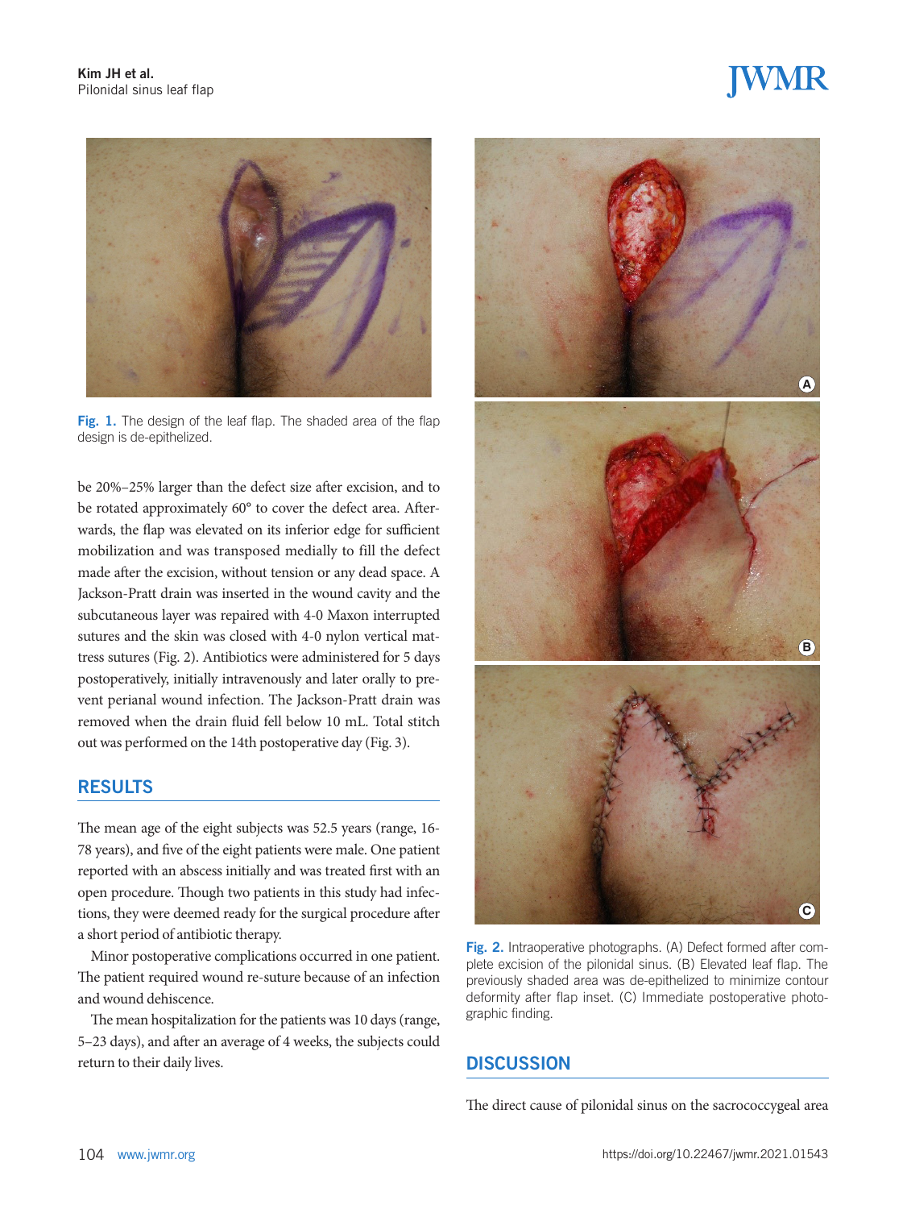Fig. 1. The design of the leaf flap. The shaded area of the flap design is de-epithelized.

be 20%–25% larger than the defect size after excision, and to be rotated approximately 60° to cover the defect area. Afterwards, the flap was elevated on its inferior edge for sufficient mobilization and was transposed medially to fill the defect made after the excision, without tension or any dead space. A Jackson-Pratt drain was inserted in the wound cavity and the subcutaneous layer was repaired with 4-0 Maxon interrupted sutures and the skin was closed with 4-0 nylon vertical mattress sutures (Fig. 2). Antibiotics were administered for 5 days postoperatively, initially intravenously and later orally to prevent perianal wound infection. The Jackson-Pratt drain was removed when the drain fluid fell below 10 mL. Total stitch out was performed on the 14th postoperative day (Fig. 3).

## RESULTS

The mean age of the eight subjects was 52.5 years (range, 16-78 years), and five of the eight patients were male. One patient reported with an abscess initially and was treated first with an open procedure. Though two patients in this study had infections, they were deemed ready for the surgical procedure after a short period of antibiotic therapy.

Minor postoperative complications occurred in one patient. The patient required wound re-suture because of an infection and wound dehiscence.

The mean hospitalization for the patients was 10 days (range, 5–23 days), and after an average of 4 weeks, the subjects could return to their daily lives.

Fig. 2. Intraoperative photographs. (A) Defect formed after complete excision of the pilonidal sinus. (B) Elevated leaf flap. The previously shaded area was de-epithelized to minimize contour deformity after flap inset. (C) Immediate postoperative photographic finding.

## DISCUSSION

The direct cause of pilonidal sinus on the sacrococcygeal area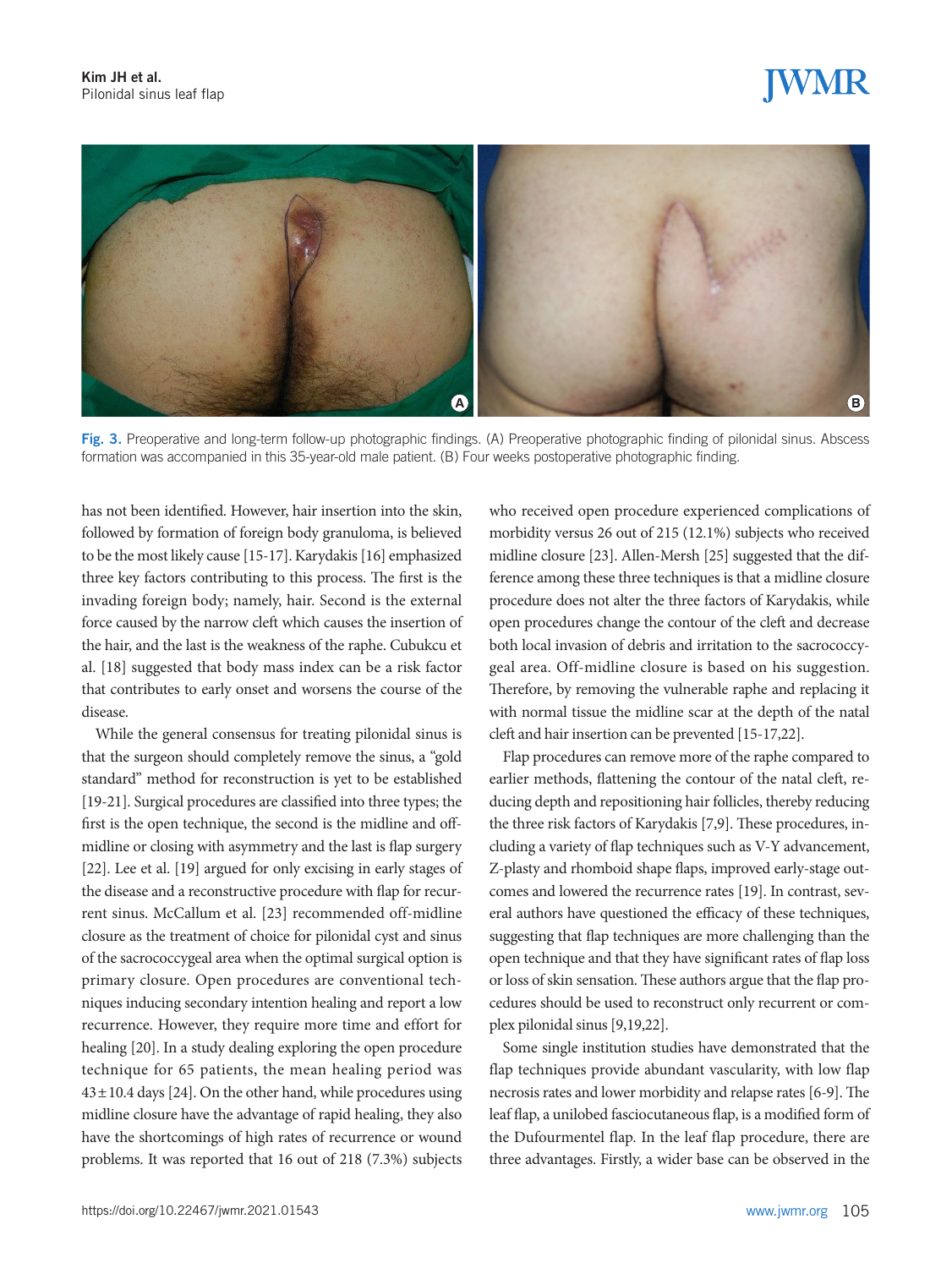Fig. 3. Preoperative and long-term follow-up photographic findings. (A) Preoperative photographic finding of pilonidal sinus. Abscess formation was accompanied in this 35-year-old male patient. (B) Four weeks postoperative photographic finding.

has not been identified. However, hair insertion into the skin, followed by formation of foreign body granuloma, is believed to be the most likely cause [15-17]. Karydakis [16] emphasized three key factors contributing to this process. The first is the invading foreign body; namely, hair. Second is the external force caused by the narrow cleft which causes the insertion of the hair, and the last is the weakness of the raphe. Cubukcu et al. [18] suggested that body mass index can be a risk factor that contributes to early onset and worsens the course of the disease.

While the general consensus for treating pilonidal sinus is that the surgeon should completely remove the sinus, a "gold standard" method for reconstruction is yet to be established [19-21]. Surgical procedures are classified into three types; the first is the open technique, the second is the midline and off-midline or closing with asymmetry and the last is flap surgery [22]. Lee et al. [19] argued for only excising in early stages of the disease and a reconstructive procedure with flap for recurrent sinus. McCallum et al. [23] recommended off-midline closure as the treatment of choice for pilonidal cyst and sinus of the sacrococcygeal area when the optimal surgical option is primary closure. Open procedures are conventional techniques inducing secondary intention healing and report a low recurrence. However, they require more time and effort for healing [20]. In a study dealing exploring the open procedure technique for 65 patients, the mean healing period was 43±10.4 days [24]. On the other hand, while procedures using midline closure have the advantage of rapid healing, they also have the shortcomings of high rates of recurrence or wound problems. It was reported that 16 out of 218 (7.3%) subjects who received open procedure experienced complications of morbidity versus 26 out of 215 (12.1%) subjects who received midline closure [23]. Allen-Mersh [25] suggested that the difference among these three techniques is that a midline closure procedure does not alter the three factors of Karydakis, while open procedures change the contour of the cleft and decrease both local invasion of debris and irritation to the sacrococcygeal area. Off-midline closure is based on his suggestion. Therefore, by removing the vulnerable raphe and replacing it with normal tissue the midline scar at the depth of the natal cleft and hair insertion can be prevented [15-17,22].

Flap procedures can remove more of the raphe compared to earlier methods, flattening the contour of the natal cleft, reducing depth and repositioning hair follicles, thereby reducing the three risk factors of Karydakis [7,9]. These procedures, including a variety of flap techniques such as V-Y advancement, Z-plasty and rhomboid shape flaps, improved early-stage outcomes and lowered the recurrence rates [19]. In contrast, several authors have questioned the efficacy of these techniques, suggesting that flap techniques are more challenging than the open technique and that they have significant rates of flap loss or loss of skin sensation. These authors argue that the flap procedures should be used to reconstruct only recurrent or complex pilonidal sinus [9,19,22].

Some single institution studies have demonstrated that the flap techniques provide abundant vascularity, with low flap necrosis rates and lower morbidity and relapse rates [6-9]. The leaf flap, a unilobed fasciocutaneous flap, is a modified form of the Dufourmentel flap. In the leaf flap procedure, there are three advantages. Firstly, a wider base can be observed in the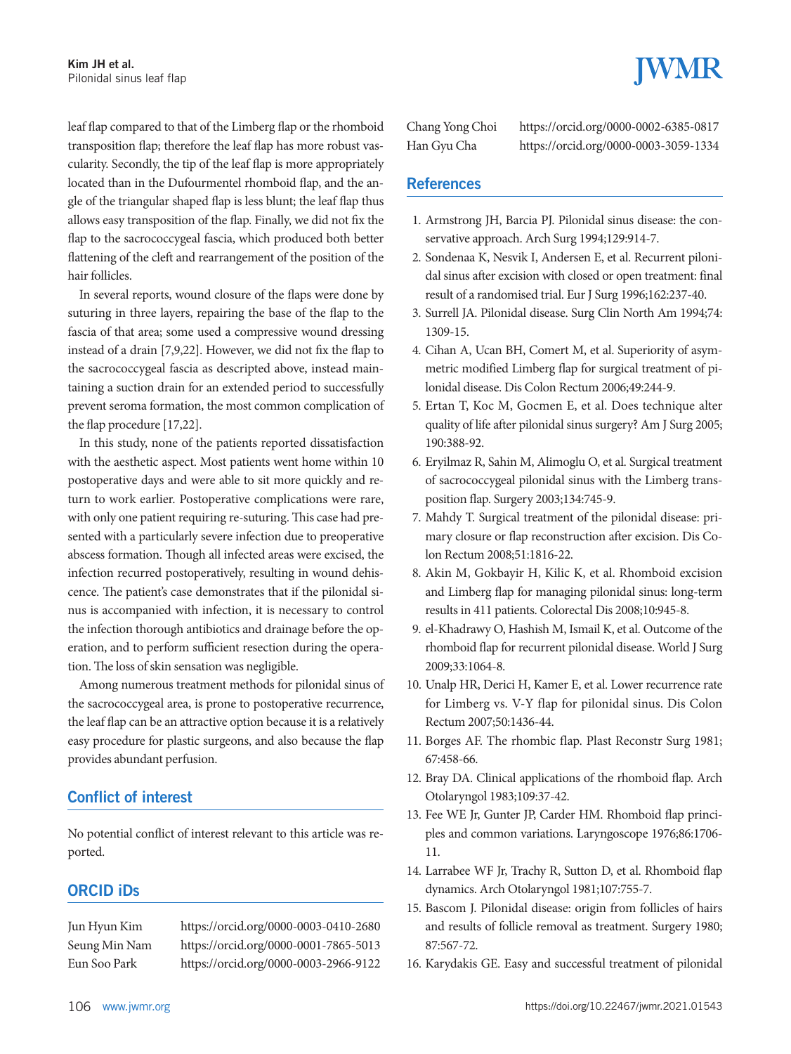leaf flap compared to that of the Limberg flap or the rhomboid transposition flap; therefore the leaf flap has more robust vascularity. Secondly, the tip of the leaf flap is more appropriately located than in the Dufourmentel rhomboid flap, and the angle of the triangular shaped flap is less blunt; the leaf flap thus allows easy transposition of the flap. Finally, we did not fix the flap to the sacrococcygeal fascia, which produced both better flattening of the cleft and rearrangement of the position of the hair follicles.

In several reports, wound closure of the flaps were done by suturing in three layers, repairing the base of the flap to the fascia of that area; some used a compressive wound dressing instead of a drain [7,9,22]. However, we did not fix the flap to the sacrococcygeal fascia as descripted above, instead maintaining a suction drain for an extended period to successfully prevent seroma formation, the most common complication of the flap procedure [17,22].

In this study, none of the patients reported dissatisfaction with the aesthetic aspect. Most patients went home within 10 postoperative days and were able to sit more quickly and return to work earlier. Postoperative complications were rare, with only one patient requiring re-suturing. This case had presented with a particularly severe infection due to preoperative abscess formation. Though all infected areas were excised, the infection recurred postoperatively, resulting in wound dehiscence. The patient's case demonstrates that if the pilonidal sinus is accompanied with infection, it is necessary to control the infection thorough antibiotics and drainage before the operation, and to perform sufficient resection during the operation. The loss of skin sensation was negligible.

Among numerous treatment methods for pilonidal sinus of the sacrococcygeal area, is prone to postoperative recurrence, the leaf flap can be an attractive option because it is a relatively easy procedure for plastic surgeons, and also because the flap provides abundant perfusion.

## Conflict of interest

No potential conflict of interest relevant to this article was reported.

## ORCID iDs

Jun Hyun Kim https://orcid.org/0000-0003-0410-2680
Seung Min Nam https://orcid.org/0000-0001-7865-5013
Eun Soo Park https://orcid.org/0000-0003-2966-9122
Chang Yong Choi https://orcid.org/0000-0002-6385-0817
Han Gyu Cha https://orcid.org/0000-0003-3059-1334

## References

1. Armstrong JH, Barcia PJ. Pilonidal sinus disease: the conservative approach. Arch Surg 1994;129:914-7.
2. Sondenaa K, Nesvik I, Andersen E, et al. Recurrent pilonidal sinus after excision with closed or open treatment: final result of a randomised trial. Eur J Surg 1996;162:237-40.
3. Surrell JA. Pilonidal disease. Surg Clin North Am 1994;74:1309-15.
4. Cihan A, Ucan BH, Comert M, et al. Superiority of asymmetric modified Limberg flap for surgical treatment of pilonidal disease. Dis Colon Rectum 2006;49:244-9.
5. Ertan T, Koc M, Gocmen E, et al. Does technique alter quality of life after pilonidal sinus surgery? Am J Surg 2005;190:388-92.
6. Eryilmaz R, Sahin M, Alimoglu O, et al. Surgical treatment of sacrococcygeal pilonidal sinus with the Limberg transposition flap. Surgery 2003;134:745-9.
7. Mahdy T. Surgical treatment of the pilonidal disease: primary closure or flap reconstruction after excision. Dis Colon Rectum 2008;51:1816-22.
8. Akin M, Gokbayir H, Kilic K, et al. Rhomboid excision and Limberg flap for managing pilonidal sinus: long-term results in 411 patients. Colorectal Dis 2008;10:945-8.
9. el-Khadrawy O, Hashish M, Ismail K, et al. Outcome of the rhomboid flap for recurrent pilonidal disease. World J Surg 2009;33:1064-8.
10. Unalp HR, Derici H, Kamer E, et al. Lower recurrence rate for Limberg vs. V-Y flap for pilonidal sinus. Dis Colon Rectum 2007;50:1436-44.
11. Borges AF. The rhombic flap. Plast Reconstr Surg 1981;67:458-66.
12. Bray DA. Clinical applications of the rhomboid flap. Arch Otolaryngol 1983;109:37-42.
13. Fee WE Jr, Gunter JP, Carder HM. Rhomboid flap principles and common variations. Laryngoscope 1976;86:1706-11.
14. Larrabee WF Jr, Trachy R, Sutton D, et al. Rhomboid flap dynamics. Arch Otolaryngol 1981;107:755-7.
15. Bascom J. Pilonidal disease: origin from follicles of hairs and results of follicle removal as treatment. Surgery 1980;87:567-72.
16. Karydakis GE. Easy and successful treatment of pilonidal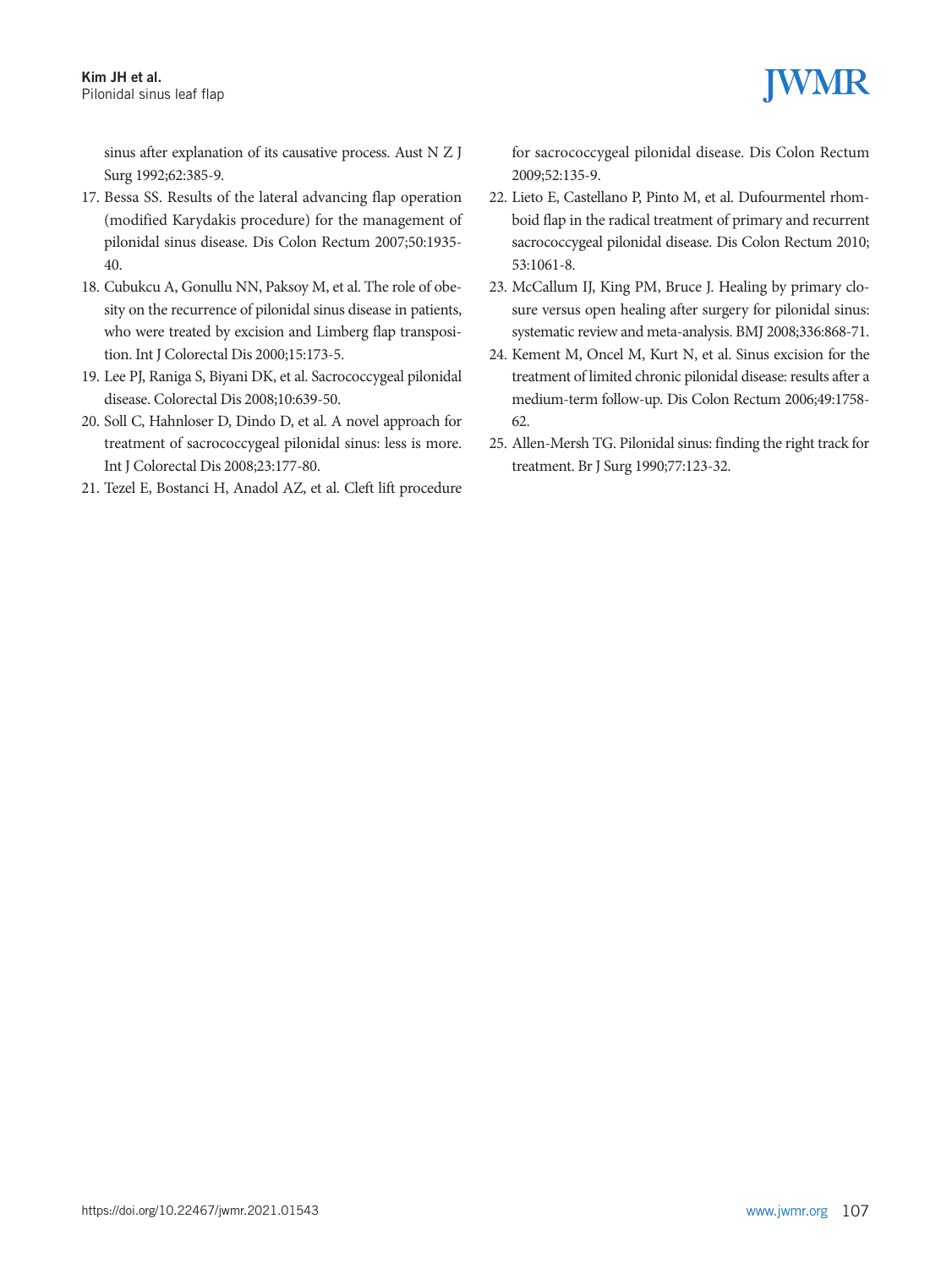sinus after explanation of its causative process. Aust N Z J Surg 1992;62:385-9.

17. Bessa SS. Results of the lateral advancing flap operation (modified Karydakis procedure) for the management of pilonidal sinus disease. Dis Colon Rectum 2007;50:1935-40.
18. Cubukcu A, Gonullu NN, Paksoy M, et al. The role of obesity on the recurrence of pilonidal sinus disease in patients, who were treated by excision and Limberg flap transposition. Int J Colorectal Dis 2000;15:173-5.
19. Lee PJ, Raniga S, Biyani DK, et al. Sacrococcygeal pilonidal disease. Colorectal Dis 2008;10:639-50.
20. Soll C, Hahnloser D, Dindo D, et al. A novel approach for treatment of sacrococcygeal pilonidal sinus: less is more. Int J Colorectal Dis 2008;23:177-80.
21. Tezel E, Bostanci H, Anadol AZ, et al. Cleft lift procedure for sacrococcygeal pilonidal disease. Dis Colon Rectum 2009;52:135-9.
22. Lieto E, Castellano P, Pinto M, et al. Dufourmentel rhomboid flap in the radical treatment of primary and recurrent sacrococcygeal pilonidal disease. Dis Colon Rectum 2010; 53:1061-8.
23. McCallum IJ, King PM, Bruce J. Healing by primary closure versus open healing after surgery for pilonidal sinus: systematic review and meta-analysis. BMJ 2008;336:868-71.
24. Kement M, Oncel M, Kurt N, et al. Sinus excision for the treatment of limited chronic pilonidal disease: results after a medium-term follow-up. Dis Colon Rectum 2006;49:1758-62.
25. Allen-Mersh TG. Pilonidal sinus: finding the right track for treatment. Br J Surg 1990;77:123-32.